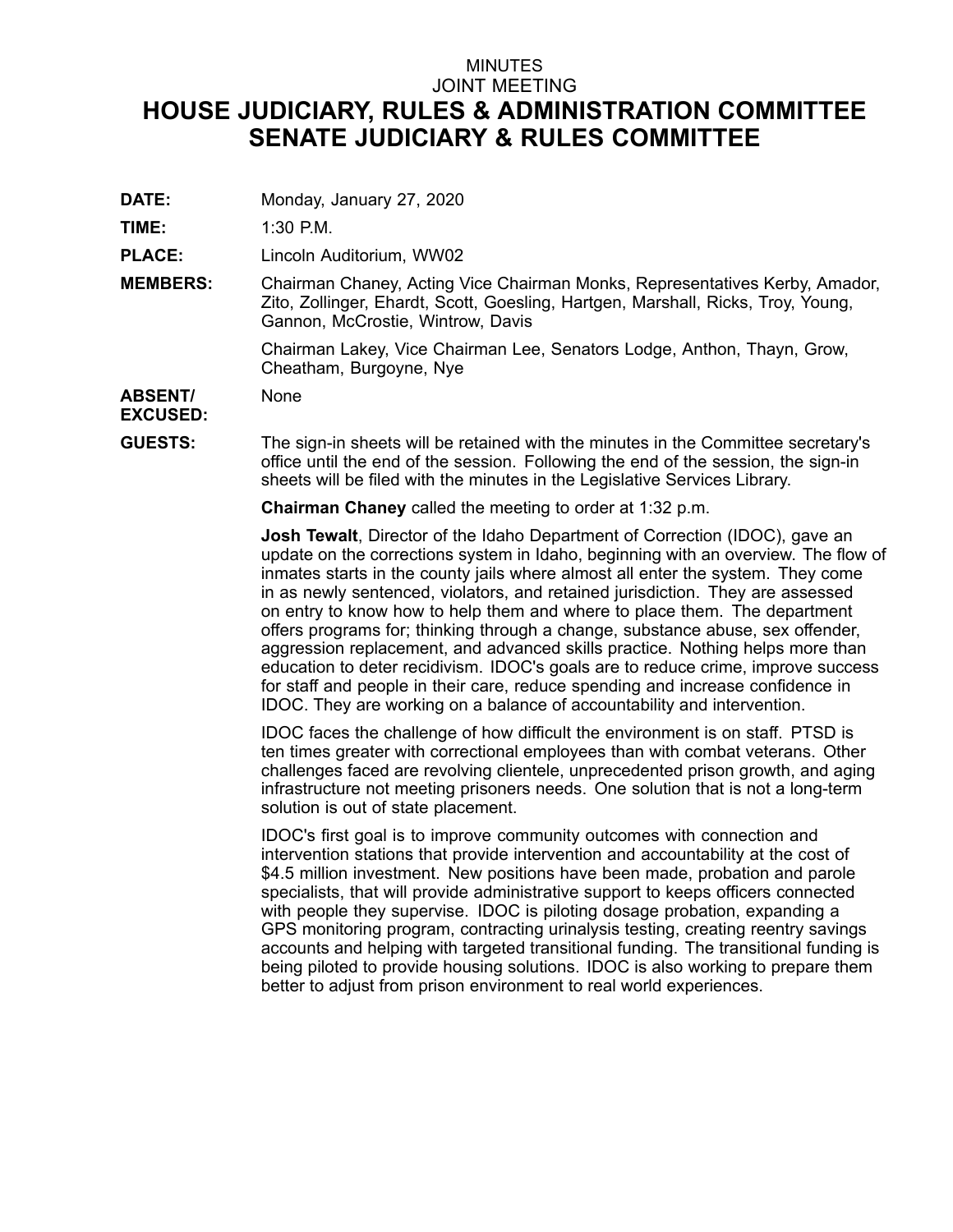MINUTES

JOINT MEETING

# HOUSE JUDICIARY, RULES & ADMINISTRATION COMMITTEE
# SENATE JUDICIARY & RULES COMMITTEE

**DATE:** Monday, January 27, 2020

**TIME:** 1:30 P.M.

**PLACE:** Lincoln Auditorium, WW02

**MEMBERS:** Chairman Chaney, Acting Vice Chairman Monks, Representatives Kerby, Amador, Zito, Zollinger, Ehardt, Scott, Goesling, Hartgen, Marshall, Ricks, Troy, Young, Gannon, McCrostie, Wintrow, Davis

Chairman Lakey, Vice Chairman Lee, Senators Lodge, Anthon, Thayn, Grow, Cheatham, Burgoyne, Nye

**ABSENT/ EXCUSED:** None

**GUESTS:** The sign-in sheets will be retained with the minutes in the Committee secretary's office until the end of the session. Following the end of the session, the sign-in sheets will be filed with the minutes in the Legislative Services Library.

**Chairman Chaney** called the meeting to order at 1:32 p.m.

**Josh Tewalt**, Director of the Idaho Department of Correction (IDOC), gave an update on the corrections system in Idaho, beginning with an overview. The flow of inmates starts in the county jails where almost all enter the system. They come in as newly sentenced, violators, and retained jurisdiction. They are assessed on entry to know how to help them and where to place them. The department offers programs for; thinking through a change, substance abuse, sex offender, aggression replacement, and advanced skills practice. Nothing helps more than education to deter recidivism. IDOC's goals are to reduce crime, improve success for staff and people in their care, reduce spending and increase confidence in IDOC. They are working on a balance of accountability and intervention.

IDOC faces the challenge of how difficult the environment is on staff. PTSD is ten times greater with correctional employees than with combat veterans. Other challenges faced are revolving clientele, unprecedented prison growth, and aging infrastructure not meeting prisoners needs. One solution that is not a long-term solution is out of state placement.

IDOC's first goal is to improve community outcomes with connection and intervention stations that provide intervention and accountability at the cost of $4.5 million investment. New positions have been made, probation and parole specialists, that will provide administrative support to keeps officers connected with people they supervise. IDOC is piloting dosage probation, expanding a GPS monitoring program, contracting urinalysis testing, creating reentry savings accounts and helping with targeted transitional funding. The transitional funding is being piloted to provide housing solutions. IDOC is also working to prepare them better to adjust from prison environment to real world experiences.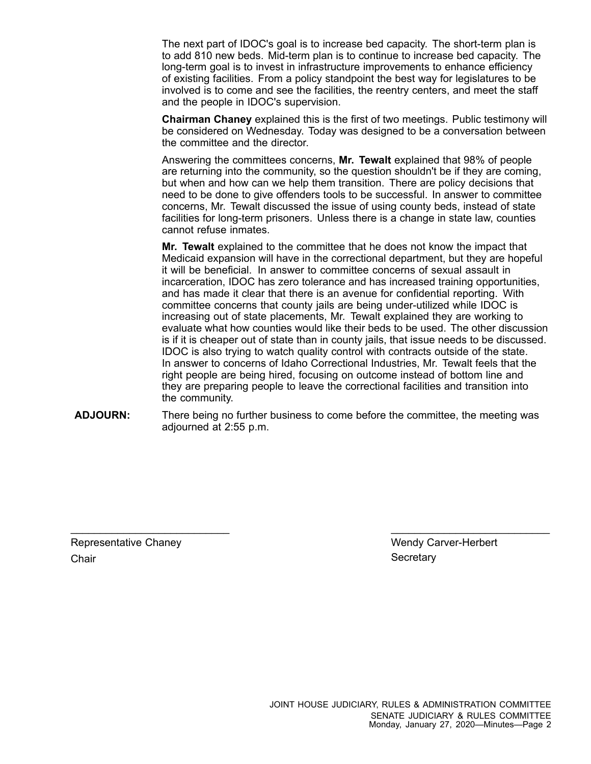The next part of IDOC's goal is to increase bed capacity. The short-term plan is to add 810 new beds. Mid-term plan is to continue to increase bed capacity. The long-term goal is to invest in infrastructure improvements to enhance efficiency of existing facilities. From a policy standpoint the best way for legislatures to be involved is to come and see the facilities, the reentry centers, and meet the staff and the people in IDOC's supervision.

**Chairman Chaney** explained this is the first of two meetings. Public testimony will be considered on Wednesday. Today was designed to be a conversation between the committee and the director.

Answering the committees concerns, **Mr. Tewalt** explained that 98% of people are returning into the community, so the question shouldn't be if they are coming, but when and how can we help them transition. There are policy decisions that need to be done to give offenders tools to be successful. In answer to committee concerns, Mr. Tewalt discussed the issue of using county beds, instead of state facilities for long-term prisoners. Unless there is a change in state law, counties cannot refuse inmates.

**Mr. Tewalt** explained to the committee that he does not know the impact that Medicaid expansion will have in the correctional department, but they are hopeful it will be beneficial. In answer to committee concerns of sexual assault in incarceration, IDOC has zero tolerance and has increased training opportunities, and has made it clear that there is an avenue for confidential reporting. With committee concerns that county jails are being under-utilized while IDOC is increasing out of state placements, Mr. Tewalt explained they are working to evaluate what how counties would like their beds to be used. The other discussion is if it is cheaper out of state than in county jails, that issue needs to be discussed. IDOC is also trying to watch quality control with contracts outside of the state. In answer to concerns of Idaho Correctional Industries, Mr. Tewalt feels that the right people are being hired, focusing on outcome instead of bottom line and they are preparing people to leave the correctional facilities and transition into the community.

**ADJOURN:** There being no further business to come before the committee, the meeting was adjourned at 2:55 p.m.

___________________________ ___________________________

Representative Chaney Wendy Carver-Herbert

Chair Secretary